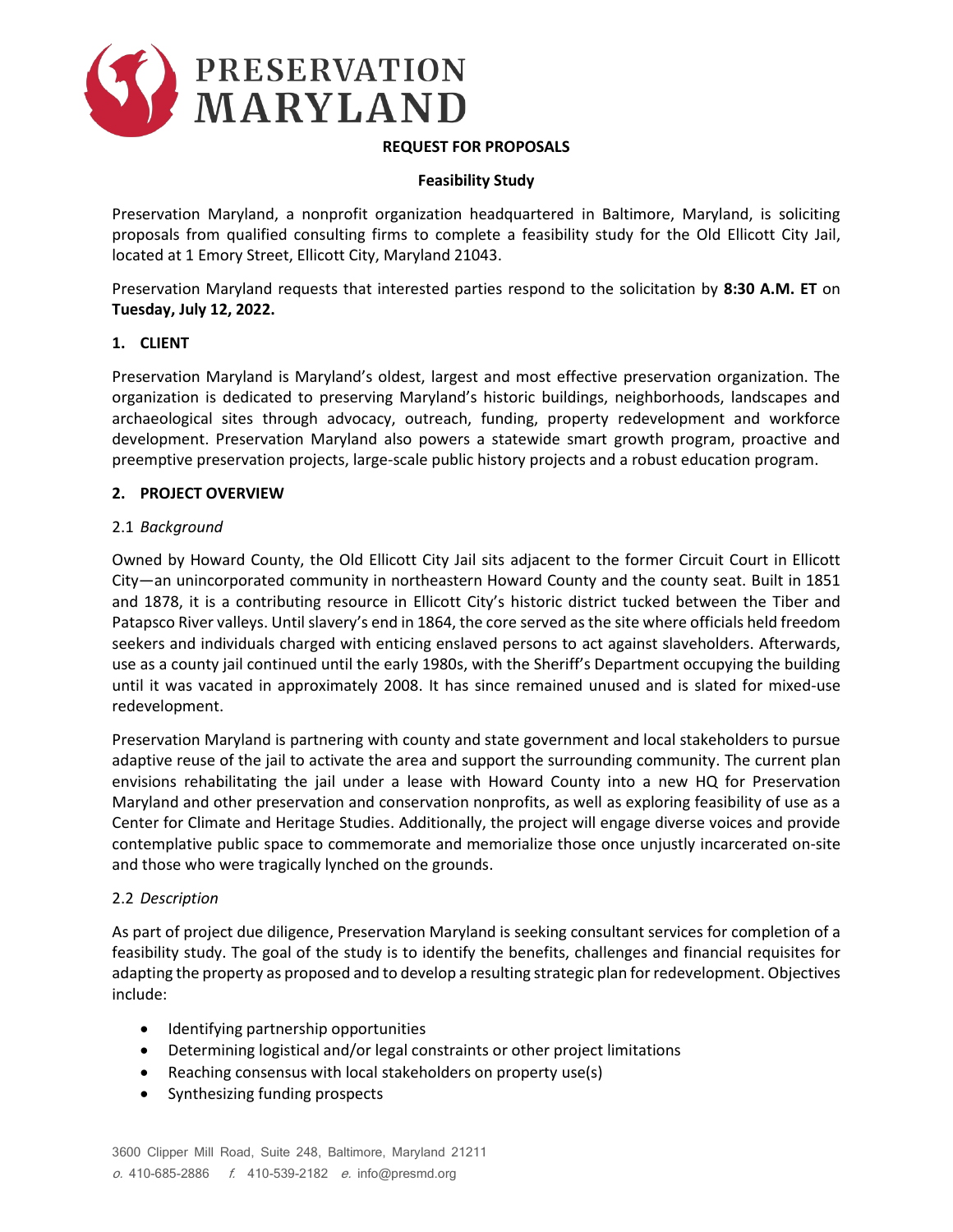PRESERVATION MARYLAND

**REQUEST FOR PROPOSALS**

**Feasibility Study**

Preservation Maryland, a nonprofit organization headquartered in Baltimore, Maryland, is soliciting proposals from qualified consulting firms to complete a feasibility study for the Old Ellicott City Jail, located at 1 Emory Street, Ellicott City, Maryland 21043.

Preservation Maryland requests that interested parties respond to the solicitation by **8:30 A.M. ET** on **Tuesday, July 12, 2022.**

## 1. CLIENT

Preservation Maryland is Maryland's oldest, largest and most effective preservation organization. The organization is dedicated to preserving Maryland's historic buildings, neighborhoods, landscapes and archaeological sites through advocacy, outreach, funding, property redevelopment and workforce development. Preservation Maryland also powers a statewide smart growth program, proactive and preemptive preservation projects, large-scale public history projects and a robust education program.

## 2. PROJECT OVERVIEW

### 2.1 *Background*

Owned by Howard County, the Old Ellicott City Jail sits adjacent to the former Circuit Court in Ellicott City—an unincorporated community in northeastern Howard County and the county seat. Built in 1851 and 1878, it is a contributing resource in Ellicott City's historic district tucked between the Tiber and Patapsco River valleys. Until slavery's end in 1864, the core served as the site where officials held freedom seekers and individuals charged with enticing enslaved persons to act against slaveholders. Afterwards, use as a county jail continued until the early 1980s, with the Sheriff's Department occupying the building until it was vacated in approximately 2008. It has since remained unused and is slated for mixed-use redevelopment.

Preservation Maryland is partnering with county and state government and local stakeholders to pursue adaptive reuse of the jail to activate the area and support the surrounding community. The current plan envisions rehabilitating the jail under a lease with Howard County into a new HQ for Preservation Maryland and other preservation and conservation nonprofits, as well as exploring feasibility of use as a Center for Climate and Heritage Studies. Additionally, the project will engage diverse voices and provide contemplative public space to commemorate and memorialize those once unjustly incarcerated on-site and those who were tragically lynched on the grounds.

### 2.2 *Description*

As part of project due diligence, Preservation Maryland is seeking consultant services for completion of a feasibility study. The goal of the study is to identify the benefits, challenges and financial requisites for adapting the property as proposed and to develop a resulting strategic plan for redevelopment. Objectives include:

- Identifying partnership opportunities
- Determining logistical and/or legal constraints or other project limitations
- Reaching consensus with local stakeholders on property use(s)
- Synthesizing funding prospects

3600 Clipper Mill Road, Suite 248, Baltimore, Maryland 21211
*o.* 410-685-2886 *f.* 410-539-2182 *e.* info@presmd.org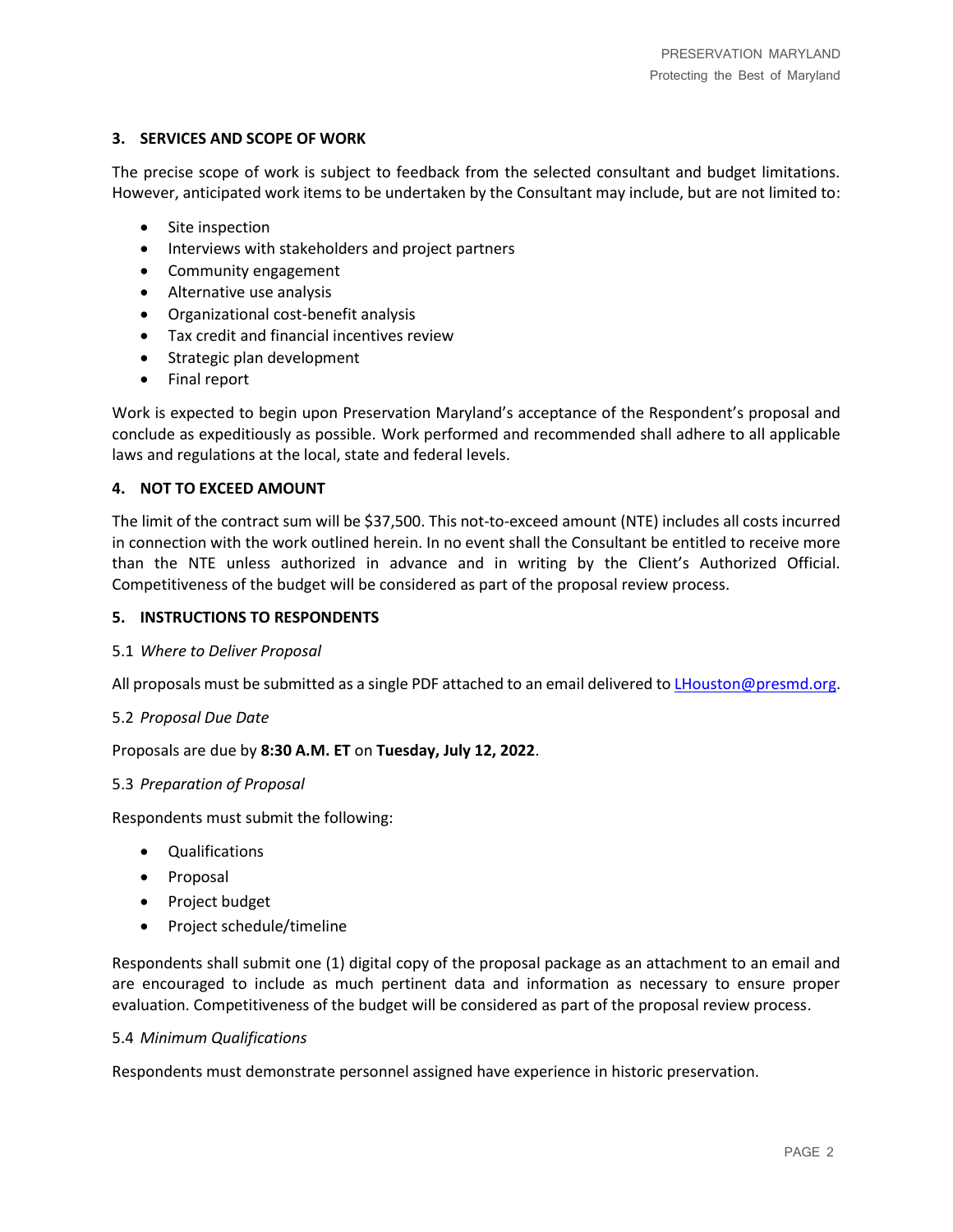### 3. SERVICES AND SCOPE OF WORK

The precise scope of work is subject to feedback from the selected consultant and budget limitations. However, anticipated work items to be undertaken by the Consultant may include, but are not limited to:

- Site inspection
- Interviews with stakeholders and project partners
- Community engagement
- Alternative use analysis
- Organizational cost-benefit analysis
- Tax credit and financial incentives review
- Strategic plan development
- Final report

Work is expected to begin upon Preservation Maryland's acceptance of the Respondent's proposal and conclude as expeditiously as possible. Work performed and recommended shall adhere to all applicable laws and regulations at the local, state and federal levels.

### 4. NOT TO EXCEED AMOUNT

The limit of the contract sum will be $37,500. This not-to-exceed amount (NTE) includes all costs incurred in connection with the work outlined herein. In no event shall the Consultant be entitled to receive more than the NTE unless authorized in advance and in writing by the Client's Authorized Official. Competitiveness of the budget will be considered as part of the proposal review process.

### 5. INSTRUCTIONS TO RESPONDENTS

5.1 *Where to Deliver Proposal*

All proposals must be submitted as a single PDF attached to an email delivered to LHouston@presmd.org.

5.2 *Proposal Due Date*

Proposals are due by **8:30 A.M. ET** on **Tuesday, July 12, 2022**.

5.3 *Preparation of Proposal*

Respondents must submit the following:

- Qualifications
- Proposal
- Project budget
- Project schedule/timeline

Respondents shall submit one (1) digital copy of the proposal package as an attachment to an email and are encouraged to include as much pertinent data and information as necessary to ensure proper evaluation. Competitiveness of the budget will be considered as part of the proposal review process.

5.4 *Minimum Qualifications*

Respondents must demonstrate personnel assigned have experience in historic preservation.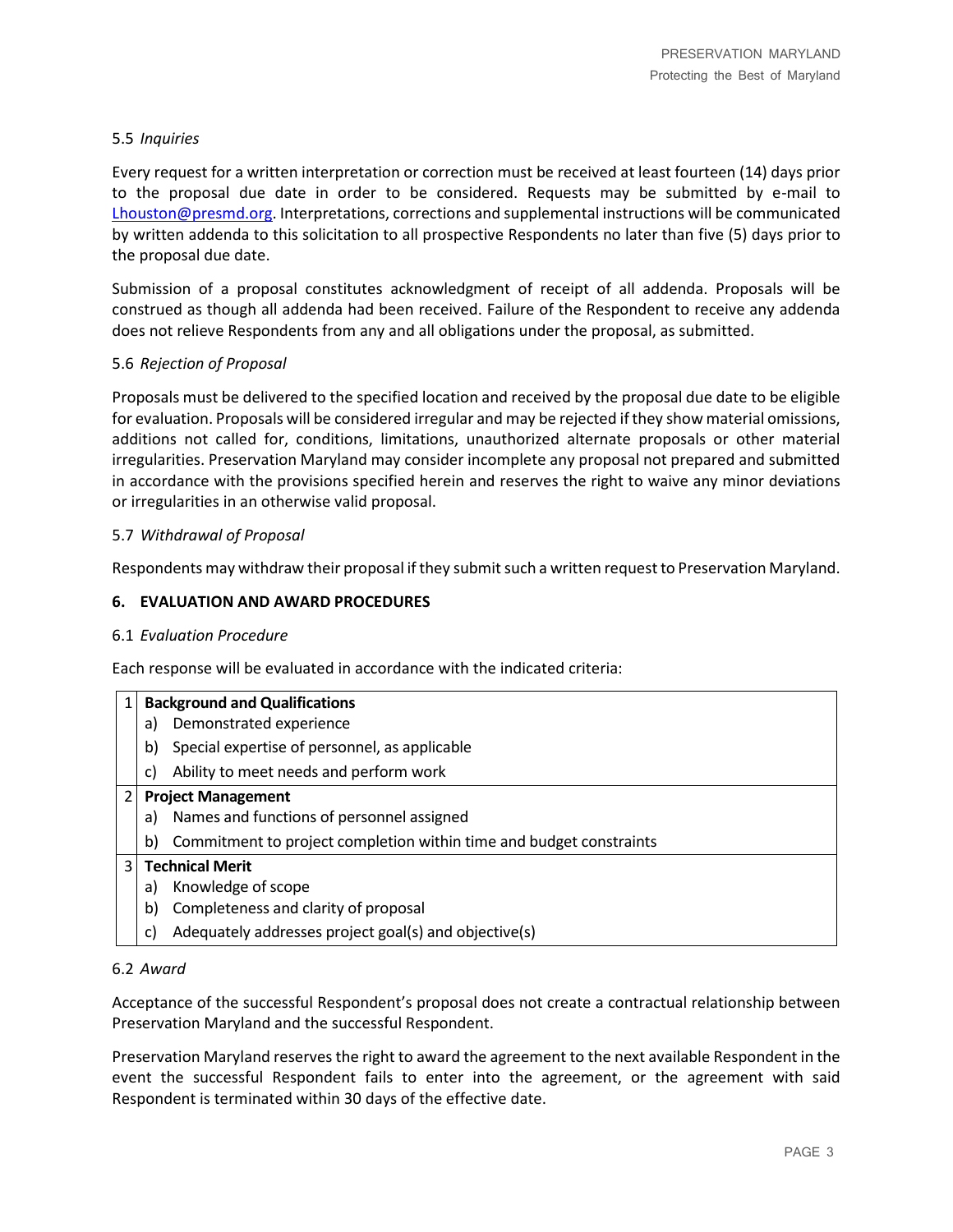5.5 *Inquiries*

Every request for a written interpretation or correction must be received at least fourteen (14) days prior to the proposal due date in order to be considered. Requests may be submitted by e-mail to Lhouston@presmd.org. Interpretations, corrections and supplemental instructions will be communicated by written addenda to this solicitation to all prospective Respondents no later than five (5) days prior to the proposal due date.

Submission of a proposal constitutes acknowledgment of receipt of all addenda. Proposals will be construed as though all addenda had been received. Failure of the Respondent to receive any addenda does not relieve Respondents from any and all obligations under the proposal, as submitted.

5.6 *Rejection of Proposal*

Proposals must be delivered to the specified location and received by the proposal due date to be eligible for evaluation. Proposals will be considered irregular and may be rejected if they show material omissions, additions not called for, conditions, limitations, unauthorized alternate proposals or other material irregularities. Preservation Maryland may consider incomplete any proposal not prepared and submitted in accordance with the provisions specified herein and reserves the right to waive any minor deviations or irregularities in an otherwise valid proposal.

5.7 *Withdrawal of Proposal*

Respondents may withdraw their proposal if they submit such a written request to Preservation Maryland.

## 6. EVALUATION AND AWARD PROCEDURES

6.1 *Evaluation Procedure*

Each response will be evaluated in accordance with the indicated criteria:

| | |
|---|---|
| 1 | **Background and Qualifications** |
| | a) Demonstrated experience |
| | b) Special expertise of personnel, as applicable |
| | c) Ability to meet needs and perform work |
| 2 | **Project Management** |
| | a) Names and functions of personnel assigned |
| | b) Commitment to project completion within time and budget constraints |
| 3 | **Technical Merit** |
| | a) Knowledge of scope |
| | b) Completeness and clarity of proposal |
| | c) Adequately addresses project goal(s) and objective(s) |

6.2 *Award*

Acceptance of the successful Respondent's proposal does not create a contractual relationship between Preservation Maryland and the successful Respondent.

Preservation Maryland reserves the right to award the agreement to the next available Respondent in the event the successful Respondent fails to enter into the agreement, or the agreement with said Respondent is terminated within 30 days of the effective date.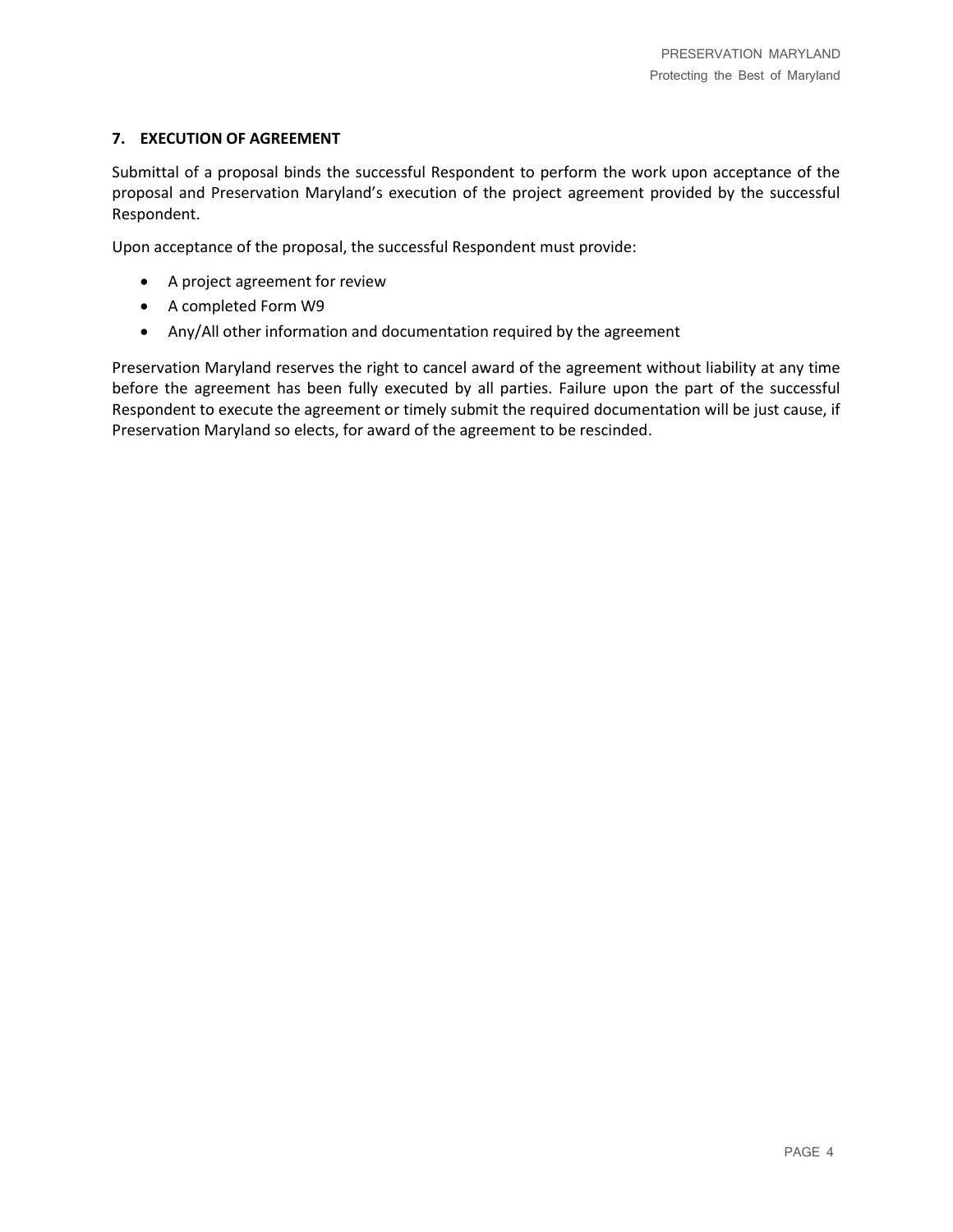## 7. EXECUTION OF AGREEMENT

Submittal of a proposal binds the successful Respondent to perform the work upon acceptance of the proposal and Preservation Maryland's execution of the project agreement provided by the successful Respondent.

Upon acceptance of the proposal, the successful Respondent must provide:

- A project agreement for review
- A completed Form W9
- Any/All other information and documentation required by the agreement

Preservation Maryland reserves the right to cancel award of the agreement without liability at any time before the agreement has been fully executed by all parties. Failure upon the part of the successful Respondent to execute the agreement or timely submit the required documentation will be just cause, if Preservation Maryland so elects, for award of the agreement to be rescinded.